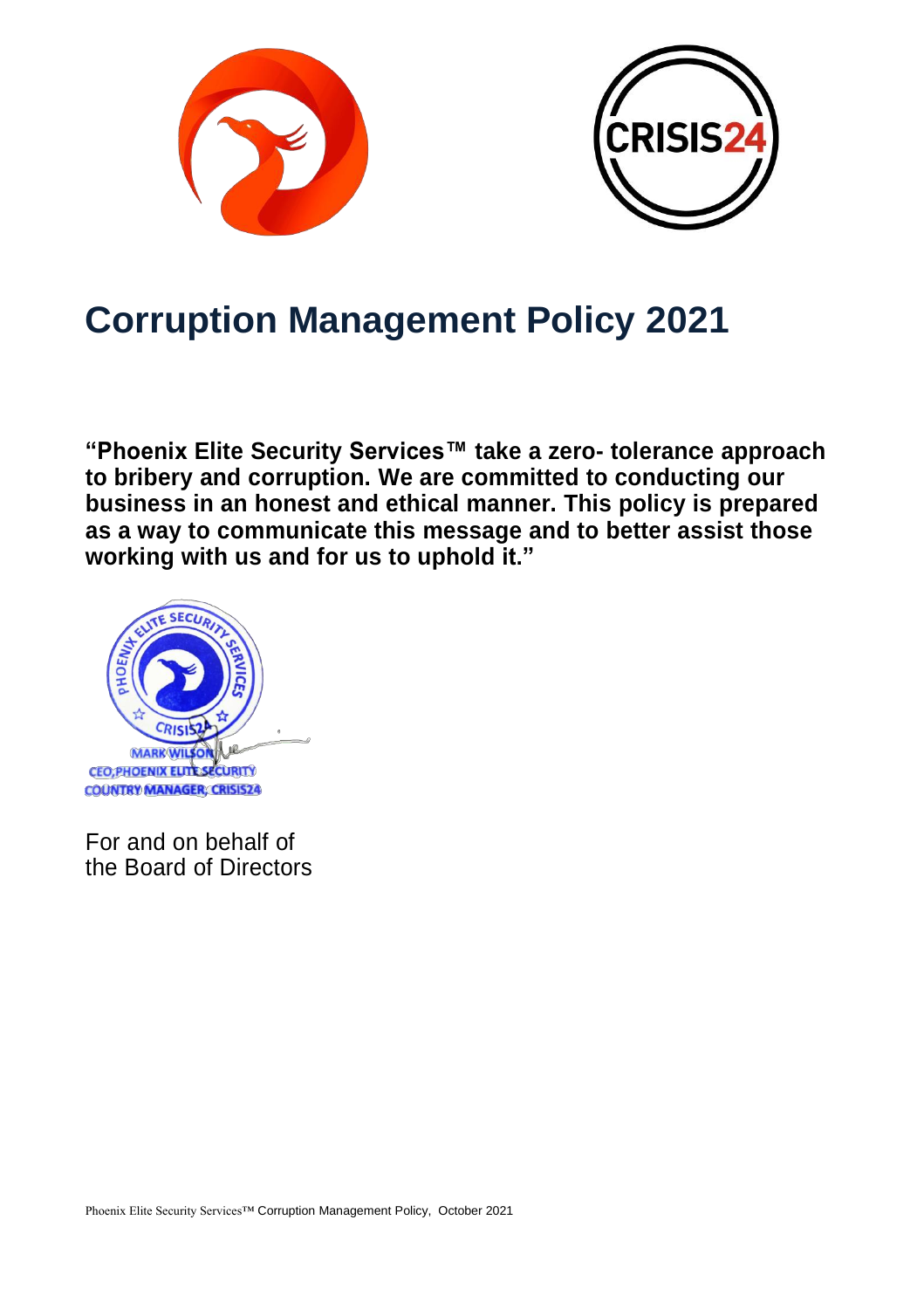# Corruption Management Policy 2021

**"Phoenix Elite Security Services™ take a zero- tolerance approach to bribery and corruption. We are committed to conducting our business in an honest and ethical manner. This policy is prepared as a way to communicate this message and to better assist those working with us and for us to uphold it."**

MARK WILSON
CEO, PHOENIX ELITE SECURITY
COUNTRY MANAGER, CRISIS24

For and on behalf of
the Board of Directors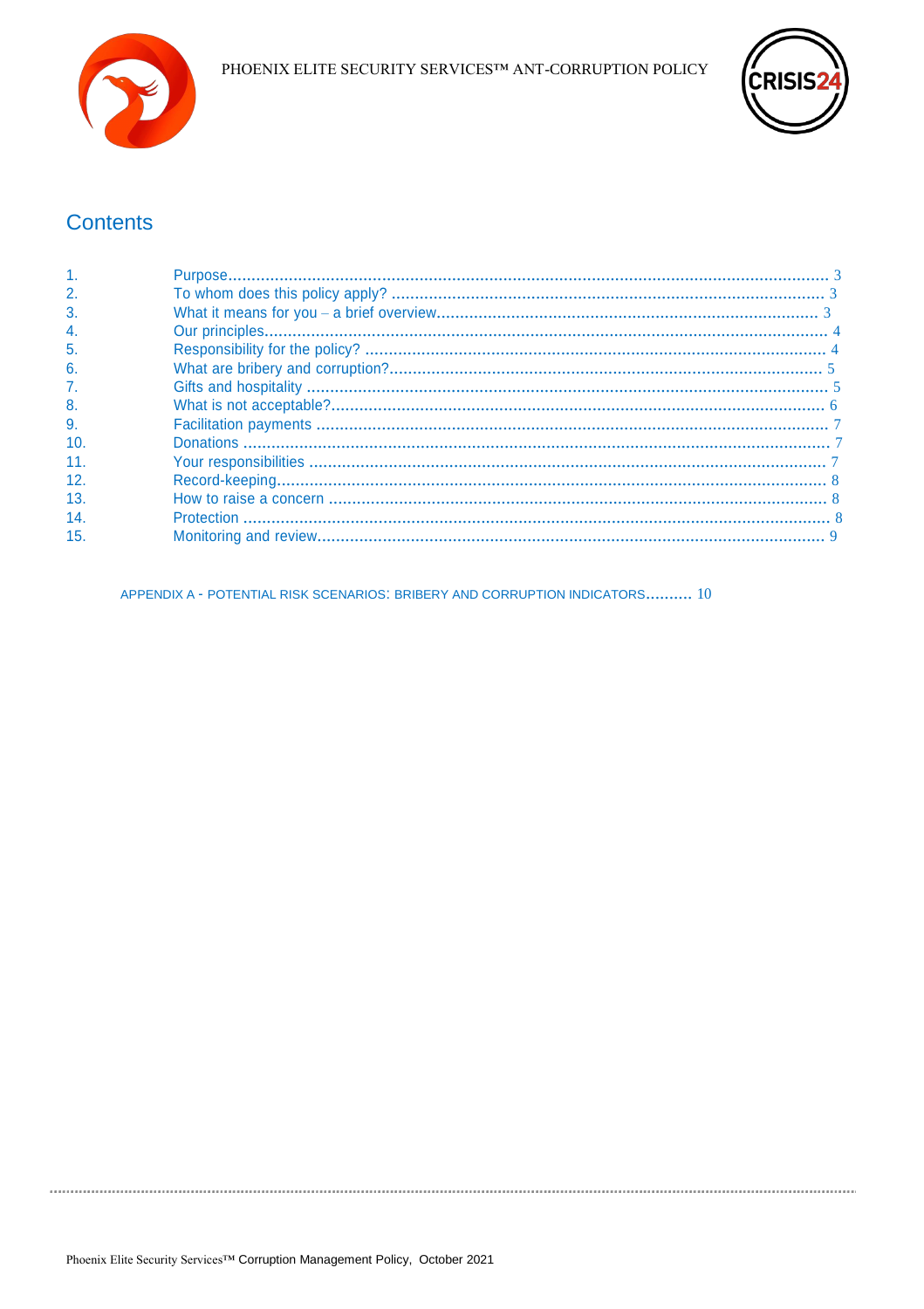## Contents

| | | |
|---|---|---|
| 1. | Purpose | 3 |
| 2. | To whom does this policy apply? | 3 |
| 3. | What it means for you – a brief overview | 3 |
| 4. | Our principles | 4 |
| 5. | Responsibility for the policy? | 4 |
| 6. | What are bribery and corruption? | 5 |
| 7. | Gifts and hospitality | 5 |
| 8. | What is not acceptable? | 6 |
| 9. | Facilitation payments | 7 |
| 10. | Donations | 7 |
| 11. | Your responsibilities | 7 |
| 12. | Record-keeping | 8 |
| 13. | How to raise a concern | 8 |
| 14. | Protection | 8 |
| 15. | Monitoring and review | 9 |

APPENDIX A - POTENTIAL RISK SCENARIOS: BRIBERY AND CORRUPTION INDICATORS.......... 10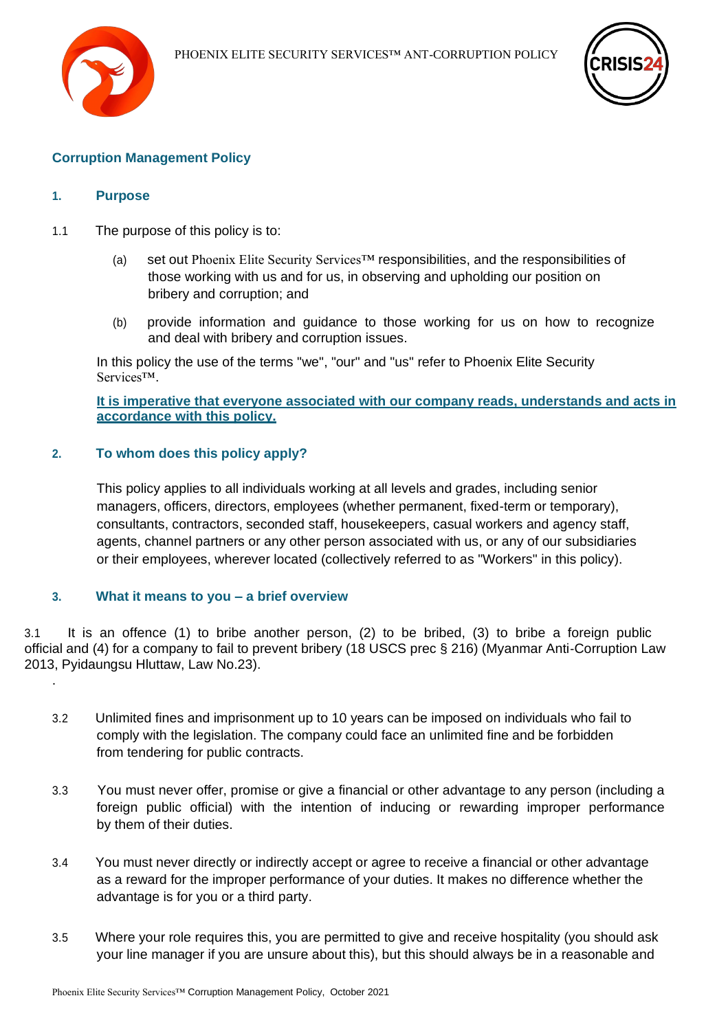## Corruption Management Policy

### 1. Purpose

1.1 The purpose of this policy is to:

(a) set out Phoenix Elite Security Services™ responsibilities, and the responsibilities of those working with us and for us, in observing and upholding our position on bribery and corruption; and

(b) provide information and guidance to those working for us on how to recognize and deal with bribery and corruption issues.

In this policy the use of the terms "we", "our" and "us" refer to Phoenix Elite Security Services™.

**It is imperative that everyone associated with our company reads, understands and acts in accordance with this policy.**

### 2. To whom does this policy apply?

This policy applies to all individuals working at all levels and grades, including senior managers, officers, directors, employees (whether permanent, fixed-term or temporary), consultants, contractors, seconded staff, housekeepers, casual workers and agency staff, agents, channel partners or any other person associated with us, or any of our subsidiaries or their employees, wherever located (collectively referred to as "Workers" in this policy).

### 3. What it means to you – a brief overview

3.1 It is an offence (1) to bribe another person, (2) to be bribed, (3) to bribe a foreign public official and (4) for a company to fail to prevent bribery (18 USCS prec § 216) (Myanmar Anti-Corruption Law 2013, Pyidaungsu Hluttaw, Law No.23).

.

3.2 Unlimited fines and imprisonment up to 10 years can be imposed on individuals who fail to comply with the legislation. The company could face an unlimited fine and be forbidden from tendering for public contracts.

3.3 You must never offer, promise or give a financial or other advantage to any person (including a foreign public official) with the intention of inducing or rewarding improper performance by them of their duties.

3.4 You must never directly or indirectly accept or agree to receive a financial or other advantage as a reward for the improper performance of your duties. It makes no difference whether the advantage is for you or a third party.

3.5 Where your role requires this, you are permitted to give and receive hospitality (you should ask your line manager if you are unsure about this), but this should always be in a reasonable and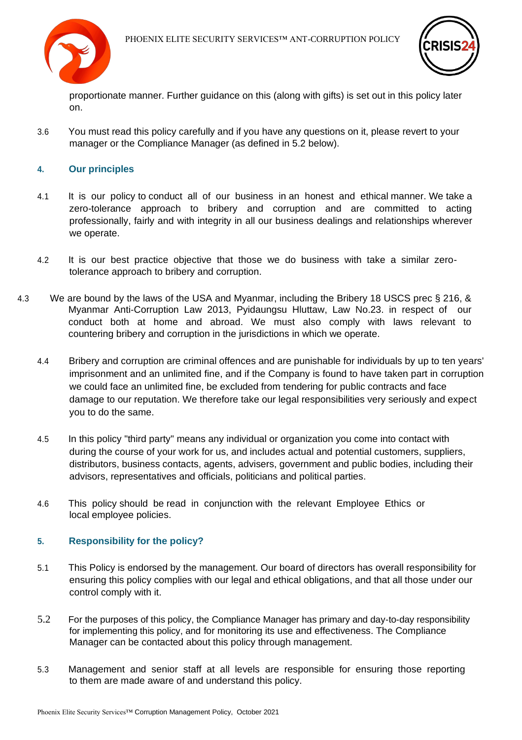proportionate manner. Further guidance on this (along with gifts) is set out in this policy later on.

3.6 You must read this policy carefully and if you have any questions on it, please revert to your manager or the Compliance Manager (as defined in 5.2 below).

## 4. Our principles

4.1 It is our policy to conduct all of our business in an honest and ethical manner. We take a zero-tolerance approach to bribery and corruption and are committed to acting professionally, fairly and with integrity in all our business dealings and relationships wherever we operate.

4.2 It is our best practice objective that those we do business with take a similar zero-tolerance approach to bribery and corruption.

4.3 We are bound by the laws of the USA and Myanmar, including the Bribery 18 USCS prec § 216, & Myanmar Anti-Corruption Law 2013, Pyidaungsu Hluttaw, Law No.23. in respect of our conduct both at home and abroad. We must also comply with laws relevant to countering bribery and corruption in the jurisdictions in which we operate.

4.4 Bribery and corruption are criminal offences and are punishable for individuals by up to ten years' imprisonment and an unlimited fine, and if the Company is found to have taken part in corruption we could face an unlimited fine, be excluded from tendering for public contracts and face damage to our reputation. We therefore take our legal responsibilities very seriously and expect you to do the same.

4.5 In this policy "third party" means any individual or organization you come into contact with during the course of your work for us, and includes actual and potential customers, suppliers, distributors, business contacts, agents, advisers, government and public bodies, including their advisors, representatives and officials, politicians and political parties.

4.6 This policy should be read in conjunction with the relevant Employee Ethics or local employee policies.

## 5. Responsibility for the policy?

5.1 This Policy is endorsed by the management. Our board of directors has overall responsibility for ensuring this policy complies with our legal and ethical obligations, and that all those under our control comply with it.

5.2 For the purposes of this policy, the Compliance Manager has primary and day-to-day responsibility for implementing this policy, and for monitoring its use and effectiveness. The Compliance Manager can be contacted about this policy through management.

5.3 Management and senior staff at all levels are responsible for ensuring those reporting to them are made aware of and understand this policy.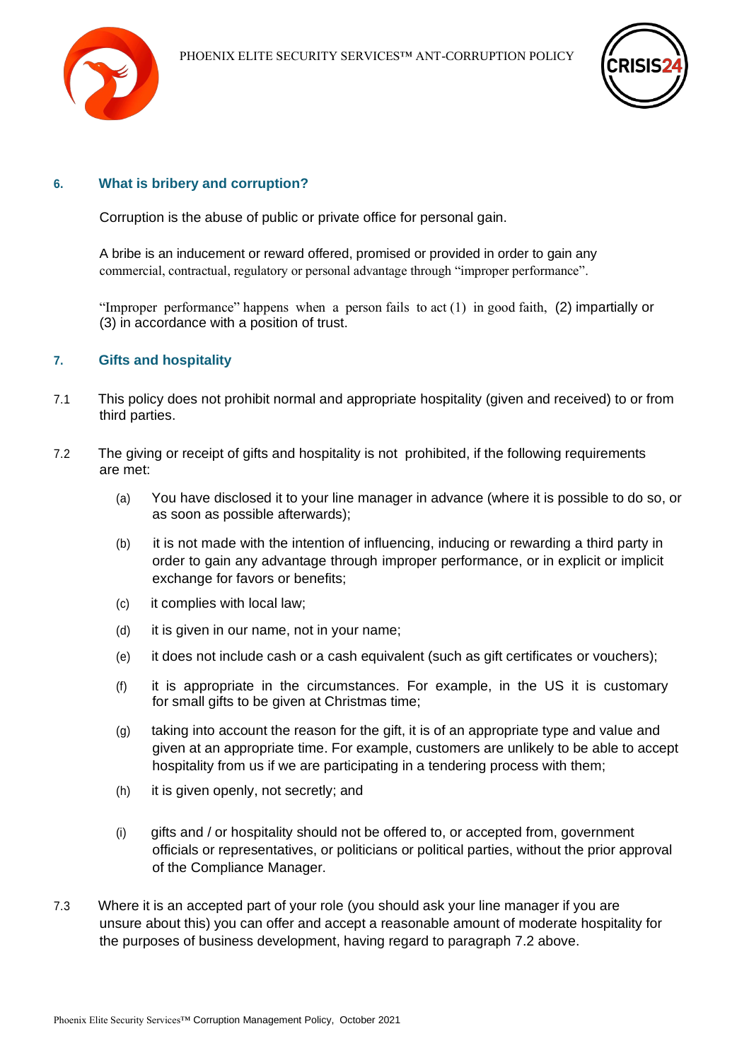## 6. What is bribery and corruption?

Corruption is the abuse of public or private office for personal gain.

A bribe is an inducement or reward offered, promised or provided in order to gain any commercial, contractual, regulatory or personal advantage through "improper performance".

"Improper performance" happens when a person fails to act (1) in good faith, (2) impartially or (3) in accordance with a position of trust.

## 7. Gifts and hospitality

7.1 This policy does not prohibit normal and appropriate hospitality (given and received) to or from third parties.

7.2 The giving or receipt of gifts and hospitality is not prohibited, if the following requirements are met:

(a) You have disclosed it to your line manager in advance (where it is possible to do so, or as soon as possible afterwards);

(b) it is not made with the intention of influencing, inducing or rewarding a third party in order to gain any advantage through improper performance, or in explicit or implicit exchange for favors or benefits;

(c) it complies with local law;

(d) it is given in our name, not in your name;

(e) it does not include cash or a cash equivalent (such as gift certificates or vouchers);

(f) it is appropriate in the circumstances. For example, in the US it is customary for small gifts to be given at Christmas time;

(g) taking into account the reason for the gift, it is of an appropriate type and value and given at an appropriate time. For example, customers are unlikely to be able to accept hospitality from us if we are participating in a tendering process with them;

(h) it is given openly, not secretly; and

(i) gifts and / or hospitality should not be offered to, or accepted from, government officials or representatives, or politicians or political parties, without the prior approval of the Compliance Manager.

7.3 Where it is an accepted part of your role (you should ask your line manager if you are unsure about this) you can offer and accept a reasonable amount of moderate hospitality for the purposes of business development, having regard to paragraph 7.2 above.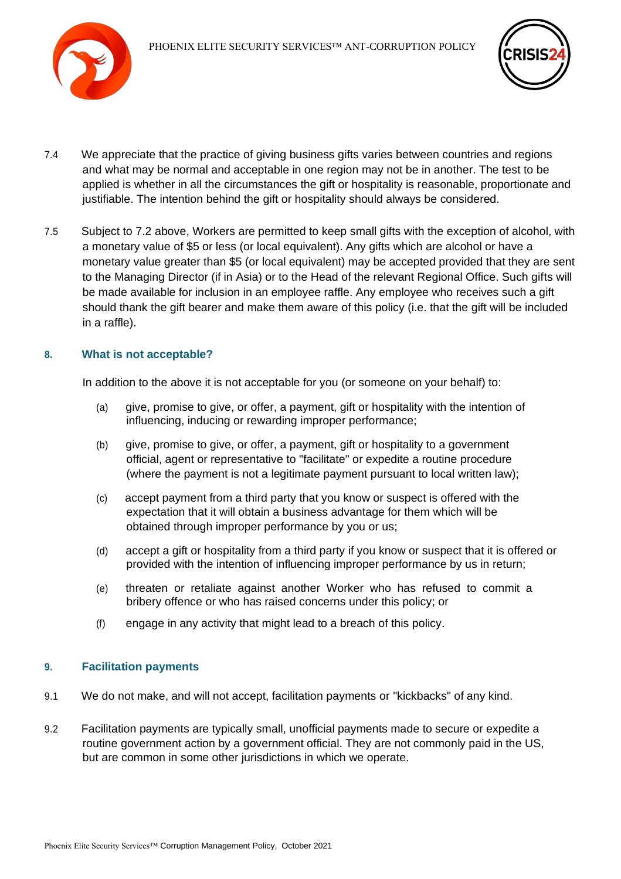7.4 We appreciate that the practice of giving business gifts varies between countries and regions and what may be normal and acceptable in one region may not be in another. The test to be applied is whether in all the circumstances the gift or hospitality is reasonable, proportionate and justifiable. The intention behind the gift or hospitality should always be considered.

7.5 Subject to 7.2 above, Workers are permitted to keep small gifts with the exception of alcohol, with a monetary value of $5 or less (or local equivalent). Any gifts which are alcohol or have a monetary value greater than $5 (or local equivalent) may be accepted provided that they are sent to the Managing Director (if in Asia) or to the Head of the relevant Regional Office. Such gifts will be made available for inclusion in an employee raffle. Any employee who receives such a gift should thank the gift bearer and make them aware of this policy (i.e. that the gift will be included in a raffle).

## 8. What is not acceptable?

In addition to the above it is not acceptable for you (or someone on your behalf) to:

(a) give, promise to give, or offer, a payment, gift or hospitality with the intention of influencing, inducing or rewarding improper performance;

(b) give, promise to give, or offer, a payment, gift or hospitality to a government official, agent or representative to "facilitate" or expedite a routine procedure (where the payment is not a legitimate payment pursuant to local written law);

(c) accept payment from a third party that you know or suspect is offered with the expectation that it will obtain a business advantage for them which will be obtained through improper performance by you or us;

(d) accept a gift or hospitality from a third party if you know or suspect that it is offered or provided with the intention of influencing improper performance by us in return;

(e) threaten or retaliate against another Worker who has refused to commit a bribery offence or who has raised concerns under this policy; or

(f) engage in any activity that might lead to a breach of this policy.

## 9. Facilitation payments

9.1 We do not make, and will not accept, facilitation payments or "kickbacks" of any kind.

9.2 Facilitation payments are typically small, unofficial payments made to secure or expedite a routine government action by a government official. They are not commonly paid in the US, but are common in some other jurisdictions in which we operate.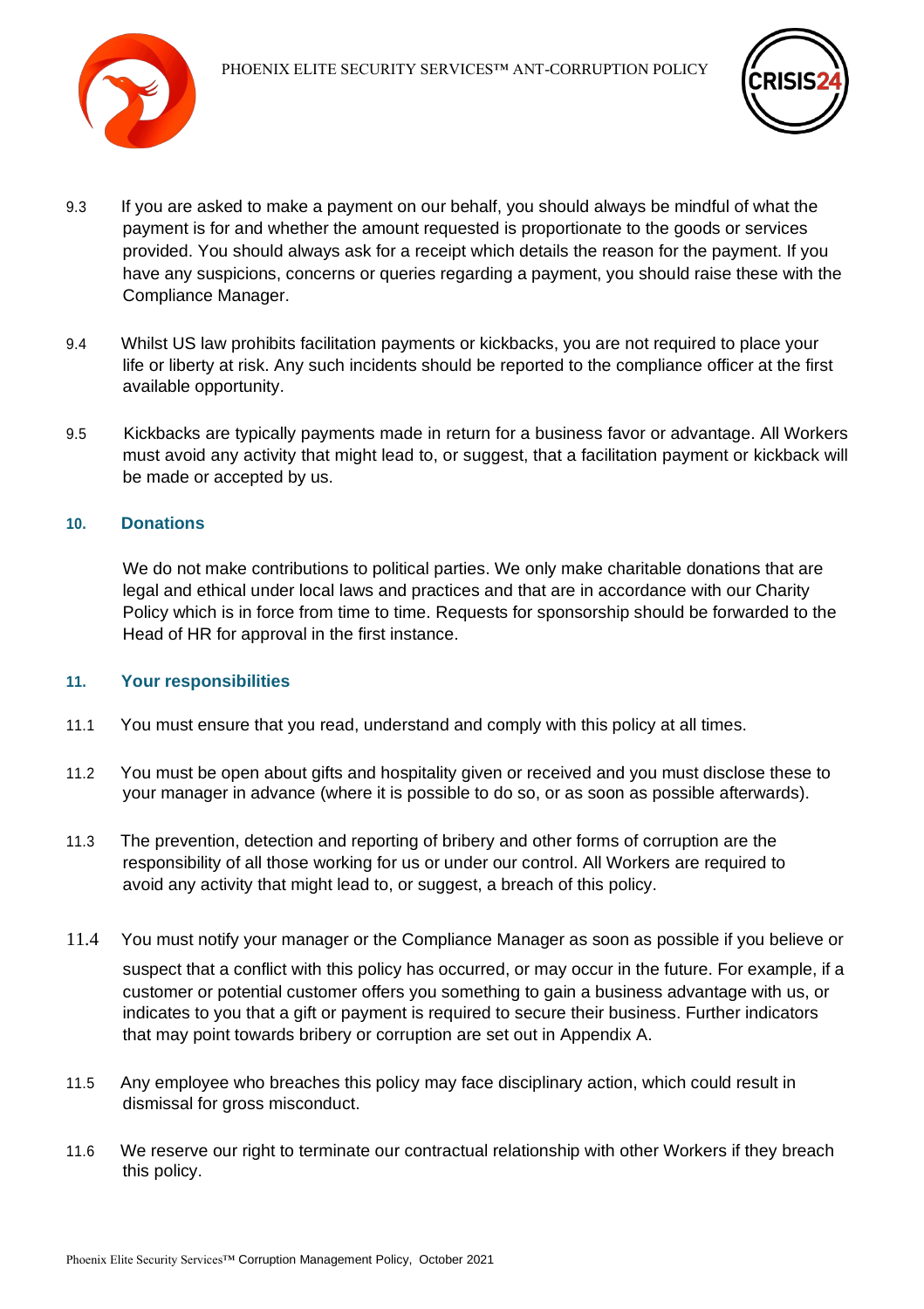9.3 If you are asked to make a payment on our behalf, you should always be mindful of what the payment is for and whether the amount requested is proportionate to the goods or services provided. You should always ask for a receipt which details the reason for the payment. If you have any suspicions, concerns or queries regarding a payment, you should raise these with the Compliance Manager.

9.4 Whilst US law prohibits facilitation payments or kickbacks, you are not required to place your life or liberty at risk. Any such incidents should be reported to the compliance officer at the first available opportunity.

9.5 Kickbacks are typically payments made in return for a business favor or advantage. All Workers must avoid any activity that might lead to, or suggest, that a facilitation payment or kickback will be made or accepted by us.

## 10. Donations

We do not make contributions to political parties. We only make charitable donations that are legal and ethical under local laws and practices and that are in accordance with our Charity Policy which is in force from time to time. Requests for sponsorship should be forwarded to the Head of HR for approval in the first instance.

## 11. Your responsibilities

11.1 You must ensure that you read, understand and comply with this policy at all times.

11.2 You must be open about gifts and hospitality given or received and you must disclose these to your manager in advance (where it is possible to do so, or as soon as possible afterwards).

11.3 The prevention, detection and reporting of bribery and other forms of corruption are the responsibility of all those working for us or under our control. All Workers are required to avoid any activity that might lead to, or suggest, a breach of this policy.

11.4 You must notify your manager or the Compliance Manager as soon as possible if you believe or suspect that a conflict with this policy has occurred, or may occur in the future. For example, if a customer or potential customer offers you something to gain a business advantage with us, or indicates to you that a gift or payment is required to secure their business. Further indicators that may point towards bribery or corruption are set out in Appendix A.

11.5 Any employee who breaches this policy may face disciplinary action, which could result in dismissal for gross misconduct.

11.6 We reserve our right to terminate our contractual relationship with other Workers if they breach this policy.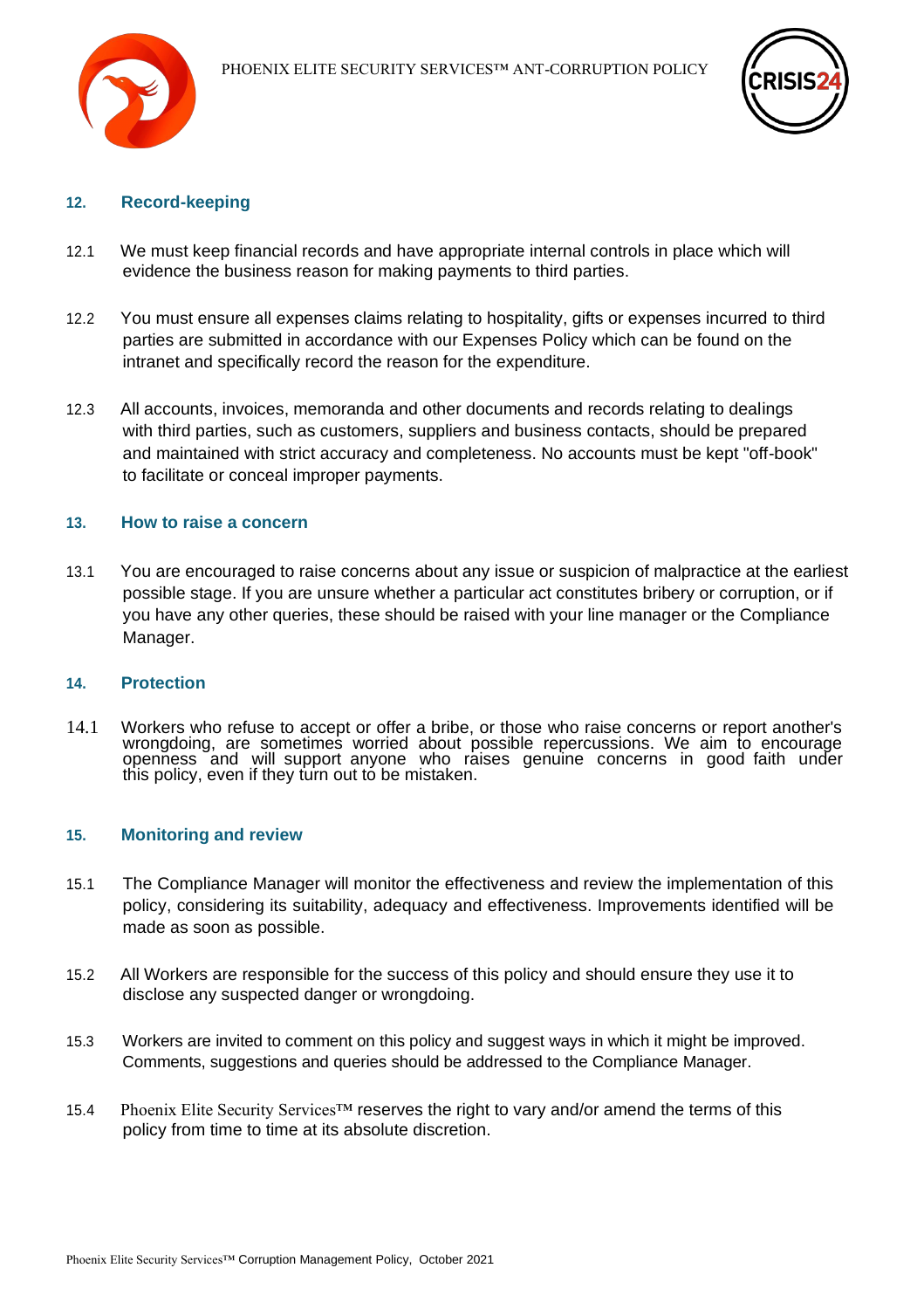## 12. Record-keeping

12.1 We must keep financial records and have appropriate internal controls in place which will evidence the business reason for making payments to third parties.

12.2 You must ensure all expenses claims relating to hospitality, gifts or expenses incurred to third parties are submitted in accordance with our Expenses Policy which can be found on the intranet and specifically record the reason for the expenditure.

12.3 All accounts, invoices, memoranda and other documents and records relating to dealings with third parties, such as customers, suppliers and business contacts, should be prepared and maintained with strict accuracy and completeness. No accounts must be kept "off-book" to facilitate or conceal improper payments.

## 13. How to raise a concern

13.1 You are encouraged to raise concerns about any issue or suspicion of malpractice at the earliest possible stage. If you are unsure whether a particular act constitutes bribery or corruption, or if you have any other queries, these should be raised with your line manager or the Compliance Manager.

## 14. Protection

14.1 Workers who refuse to accept or offer a bribe, or those who raise concerns or report another's wrongdoing, are sometimes worried about possible repercussions. We aim to encourage openness and will support anyone who raises genuine concerns in good faith under this policy, even if they turn out to be mistaken.

## 15. Monitoring and review

15.1 The Compliance Manager will monitor the effectiveness and review the implementation of this policy, considering its suitability, adequacy and effectiveness. Improvements identified will be made as soon as possible.

15.2 All Workers are responsible for the success of this policy and should ensure they use it to disclose any suspected danger or wrongdoing.

15.3 Workers are invited to comment on this policy and suggest ways in which it might be improved. Comments, suggestions and queries should be addressed to the Compliance Manager.

15.4 Phoenix Elite Security Services™ reserves the right to vary and/or amend the terms of this policy from time to time at its absolute discretion.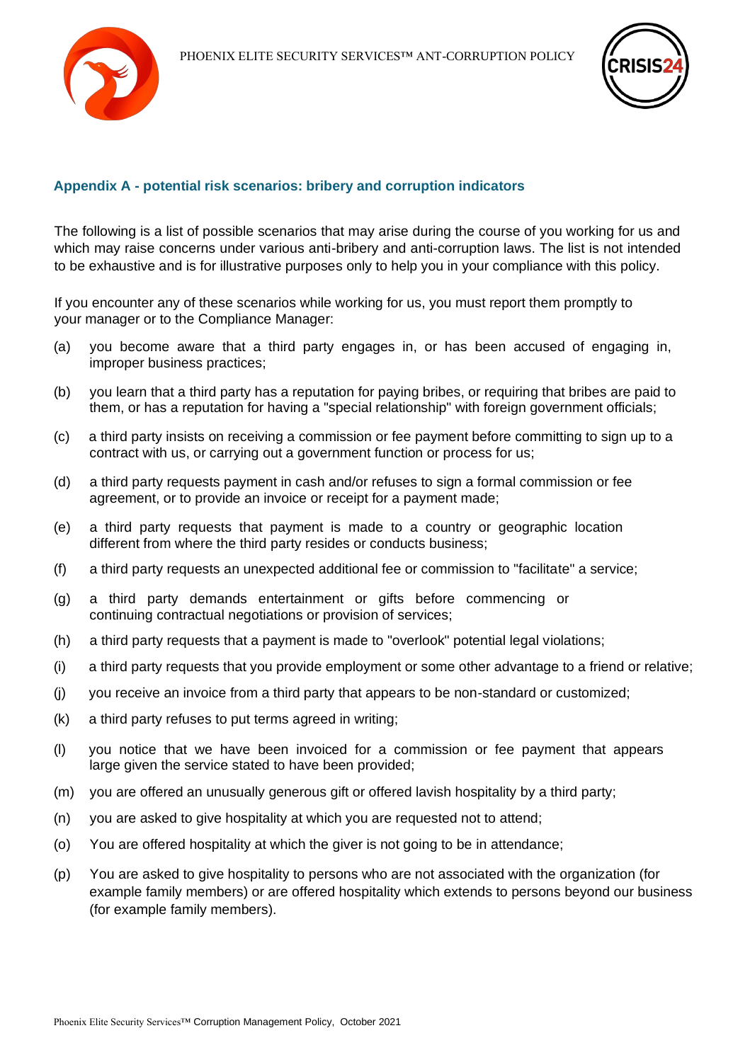## Appendix A - potential risk scenarios: bribery and corruption indicators

The following is a list of possible scenarios that may arise during the course of you working for us and which may raise concerns under various anti-bribery and anti-corruption laws. The list is not intended to be exhaustive and is for illustrative purposes only to help you in your compliance with this policy.

If you encounter any of these scenarios while working for us, you must report them promptly to your manager or to the Compliance Manager:

(a) you become aware that a third party engages in, or has been accused of engaging in, improper business practices;

(b) you learn that a third party has a reputation for paying bribes, or requiring that bribes are paid to them, or has a reputation for having a "special relationship" with foreign government officials;

(c) a third party insists on receiving a commission or fee payment before committing to sign up to a contract with us, or carrying out a government function or process for us;

(d) a third party requests payment in cash and/or refuses to sign a formal commission or fee agreement, or to provide an invoice or receipt for a payment made;

(e) a third party requests that payment is made to a country or geographic location different from where the third party resides or conducts business;

(f) a third party requests an unexpected additional fee or commission to "facilitate" a service;

(g) a third party demands entertainment or gifts before commencing or continuing contractual negotiations or provision of services;

(h) a third party requests that a payment is made to "overlook" potential legal violations;

(i) a third party requests that you provide employment or some other advantage to a friend or relative;

(j) you receive an invoice from a third party that appears to be non-standard or customized;

(k) a third party refuses to put terms agreed in writing;

(l) you notice that we have been invoiced for a commission or fee payment that appears large given the service stated to have been provided;

(m) you are offered an unusually generous gift or offered lavish hospitality by a third party;

(n) you are asked to give hospitality at which you are requested not to attend;

(o) You are offered hospitality at which the giver is not going to be in attendance;

(p) You are asked to give hospitality to persons who are not associated with the organization (for example family members) or are offered hospitality which extends to persons beyond our business (for example family members).